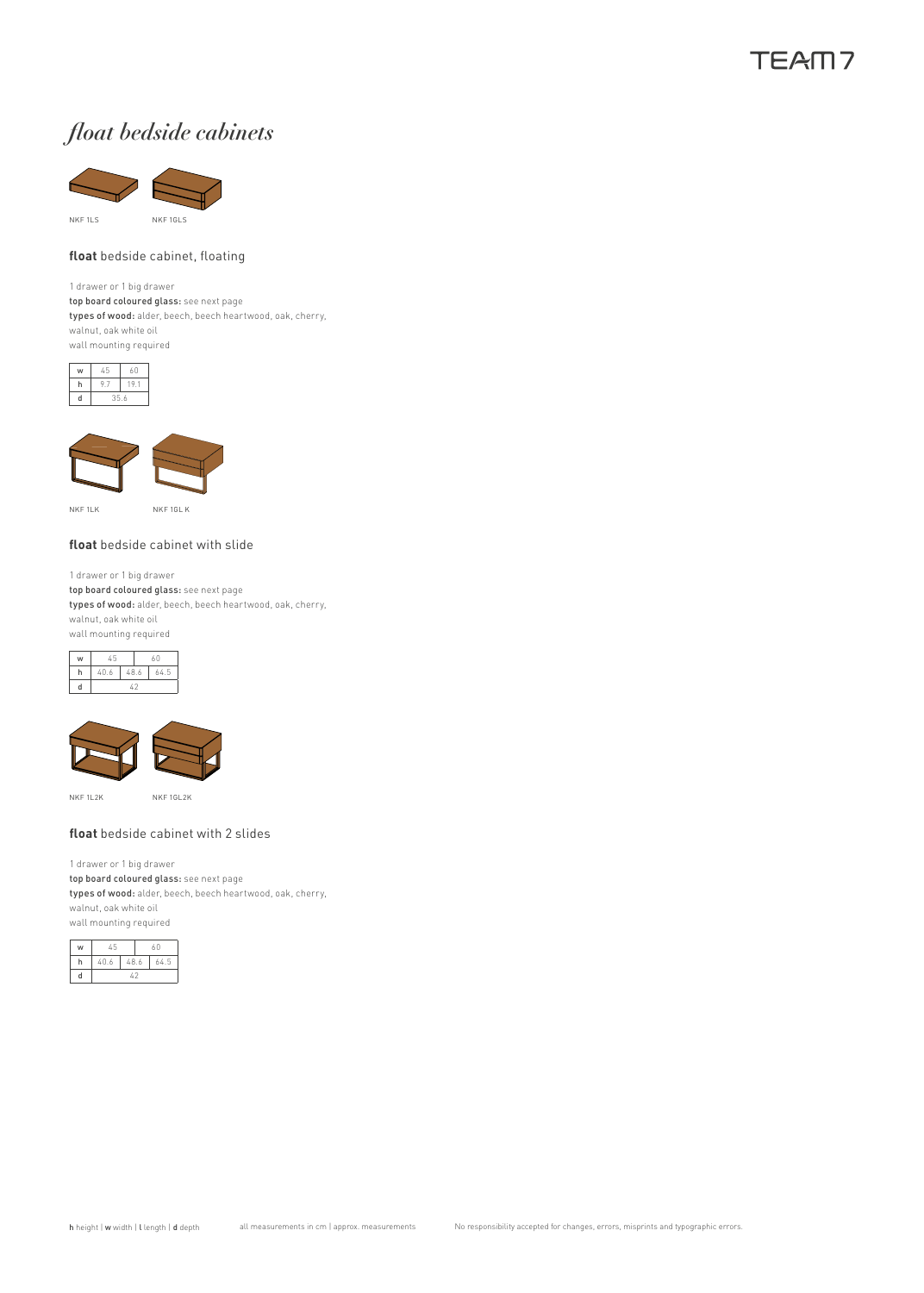# *float bedside cabinets*

NKF 1LS NKF 1GLS

## **float** bedside cabinet, floating

1 drawer or 1 big drawer
**top board coloured glass:** see next page
**types of wood:** alder, beech, beech heartwood, oak, cherry, walnut, oak white oil
wall mounting required

| w | 45 | 60 |
|---|---|---|
| h | 9.7 | 19.1 |
| d | 35.6 | |

NKF 1LK NKF 1GL K

## **float** bedside cabinet with slide

1 drawer or 1 big drawer
**top board coloured glass:** see next page
**types of wood:** alder, beech, beech heartwood, oak, cherry, walnut, oak white oil
wall mounting required

| w | 45 | | 60 |
|---|---|---|---|
| h | 40.6 | 48.6 | 64.5 |
| d | 42 | | |

NKF 1L2K NKF 1GL2K

## **float** bedside cabinet with 2 slides

1 drawer or 1 big drawer
**top board coloured glass:** see next page
**types of wood:** alder, beech, beech heartwood, oak, cherry, walnut, oak white oil
wall mounting required

| w | 45 | | 60 |
|---|---|---|---|
| h | 40.6 | 48.6 | 64.5 |
| d | 42 | | |

**h** height | **w** width | **l** length | **d** depth    all measurements in cm | approx. measurements    No responsibility accepted for changes, errors, misprints and typographic errors.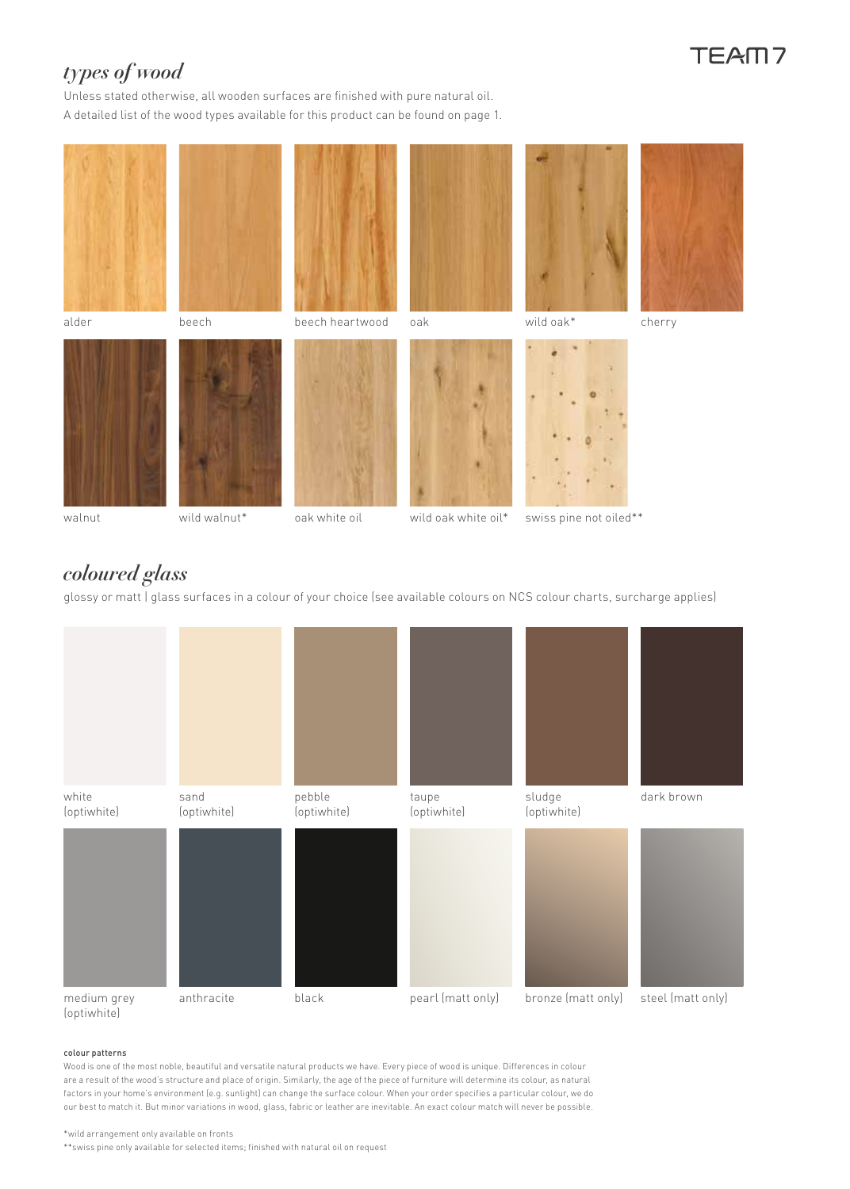## *types of wood*

Unless stated otherwise, all wooden surfaces are finished with pure natural oil.
A detailed list of the wood types available for this product can be found on page 1.

alder

beech

beech heartwood

oak

wild oak*

cherry

walnut

wild walnut*

oak white oil

wild oak white oil*

swiss pine not oiled**

## *coloured glass*

glossy or matt | glass surfaces in a colour of your choice (see available colours on NCS colour charts, surcharge applies)

white (optiwhite)

sand (optiwhite)

pebble (optiwhite)

taupe (optiwhite)

sludge (optiwhite)

dark brown

medium grey (optiwhite)

anthracite

black

pearl (matt only)

bronze (matt only)

steel (matt only)

**colour patterns**

Wood is one of the most noble, beautiful and versatile natural products we have. Every piece of wood is unique. Differences in colour are a result of the wood's structure and place of origin. Similarly, the age of the piece of furniture will determine its colour, as natural factors in your home's environment (e.g. sunlight) can change the surface colour. When your order specifies a particular colour, we do our best to match it. But minor variations in wood, glass, fabric or leather are inevitable. An exact colour match will never be possible.

*wild arrangement only available on fronts
**swiss pine only available for selected items; finished with natural oil on request